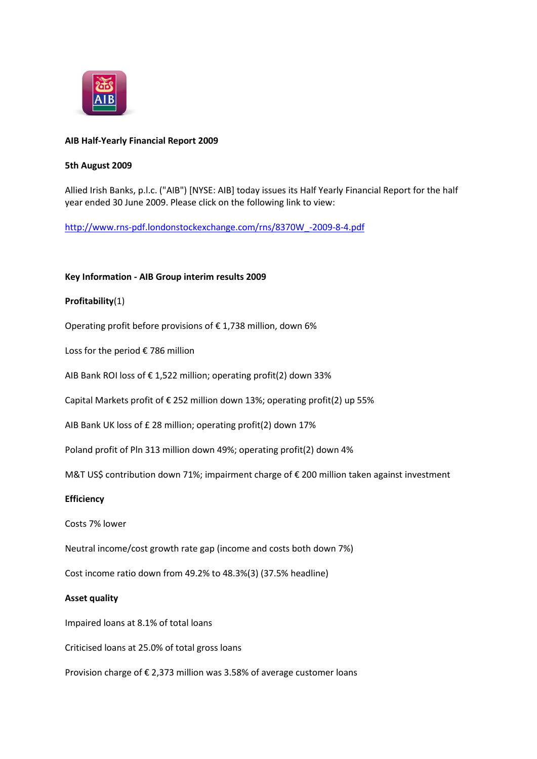**AIB Half-Yearly Financial Report 2009**

**5th August 2009**

Allied Irish Banks, p.l.c. ("AIB") [NYSE: AIB] today issues its Half Yearly Financial Report for the half year ended 30 June 2009. Please click on the following link to view:

http://www.rns-pdf.londonstockexchange.com/rns/8370W_-2009-8-4.pdf

**Key Information - AIB Group interim results 2009**

**Profitability**(1)

Operating profit before provisions of € 1,738 million, down 6%

Loss for the period € 786 million

AIB Bank ROI loss of € 1,522 million; operating profit(2) down 33%

Capital Markets profit of € 252 million down 13%; operating profit(2) up 55%

AIB Bank UK loss of £ 28 million; operating profit(2) down 17%

Poland profit of Pln 313 million down 49%; operating profit(2) down 4%

M&T US$ contribution down 71%; impairment charge of € 200 million taken against investment

**Efficiency**

Costs 7% lower

Neutral income/cost growth rate gap (income and costs both down 7%)

Cost income ratio down from 49.2% to 48.3%(3) (37.5% headline)

**Asset quality**

Impaired loans at 8.1% of total loans

Criticised loans at 25.0% of total gross loans

Provision charge of € 2,373 million was 3.58% of average customer loans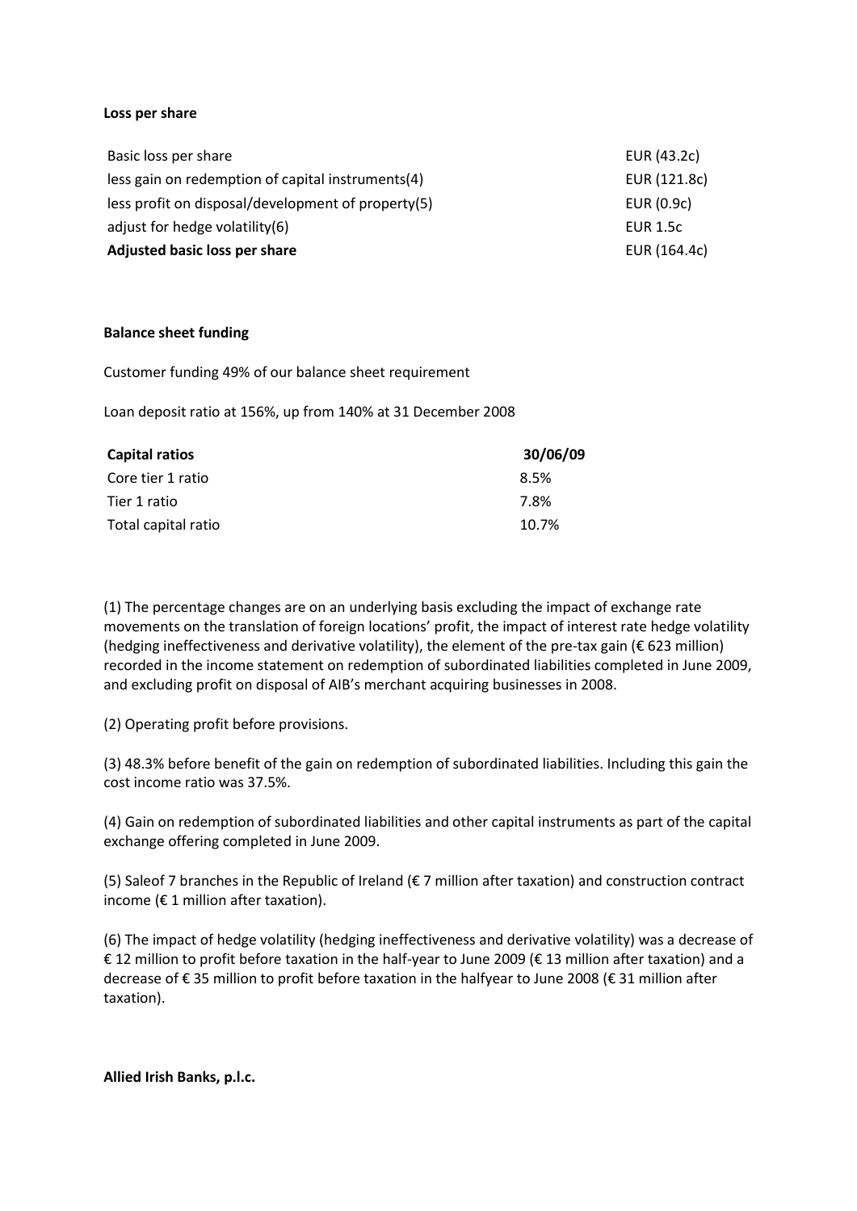**Loss per share**

| | |
|---|---|
| Basic loss per share | EUR (43.2c) |
| less gain on redemption of capital instruments(4) | EUR (121.8c) |
| less profit on disposal/development of property(5) | EUR (0.9c) |
| adjust for hedge volatility(6) | EUR 1.5c |
| **Adjusted basic loss per share** | EUR (164.4c) |

**Balance sheet funding**

Customer funding 49% of our balance sheet requirement

Loan deposit ratio at 156%, up from 140% at 31 December 2008

| **Capital ratios** | **30/06/09** |
|---|---|
| Core tier 1 ratio | 8.5% |
| Tier 1 ratio | 7.8% |
| Total capital ratio | 10.7% |

(1) The percentage changes are on an underlying basis excluding the impact of exchange rate movements on the translation of foreign locations' profit, the impact of interest rate hedge volatility (hedging ineffectiveness and derivative volatility), the element of the pre-tax gain (€ 623 million) recorded in the income statement on redemption of subordinated liabilities completed in June 2009, and excluding profit on disposal of AIB's merchant acquiring businesses in 2008.

(2) Operating profit before provisions.

(3) 48.3% before benefit of the gain on redemption of subordinated liabilities. Including this gain the cost income ratio was 37.5%.

(4) Gain on redemption of subordinated liabilities and other capital instruments as part of the capital exchange offering completed in June 2009.

(5) Saleof 7 branches in the Republic of Ireland (€ 7 million after taxation) and construction contract income (€ 1 million after taxation).

(6) The impact of hedge volatility (hedging ineffectiveness and derivative volatility) was a decrease of € 12 million to profit before taxation in the half-year to June 2009 (€ 13 million after taxation) and a decrease of € 35 million to profit before taxation in the halfyear to June 2008 (€ 31 million after taxation).

**Allied Irish Banks, p.l.c.**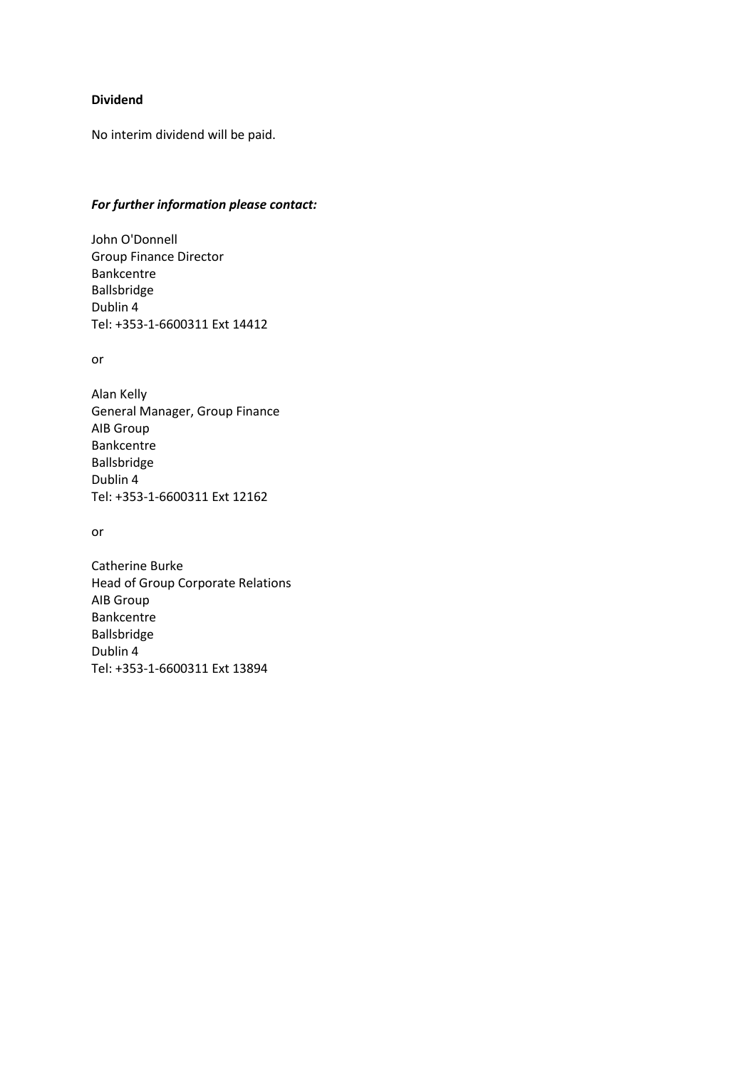**Dividend**

No interim dividend will be paid.

***For further information please contact:***

John O'Donnell
Group Finance Director
Bankcentre
Ballsbridge
Dublin 4
Tel: +353-1-6600311 Ext 14412

or

Alan Kelly
General Manager, Group Finance
AIB Group
Bankcentre
Ballsbridge
Dublin 4
Tel: +353-1-6600311 Ext 12162

or

Catherine Burke
Head of Group Corporate Relations
AIB Group
Bankcentre
Ballsbridge
Dublin 4
Tel: +353-1-6600311 Ext 13894